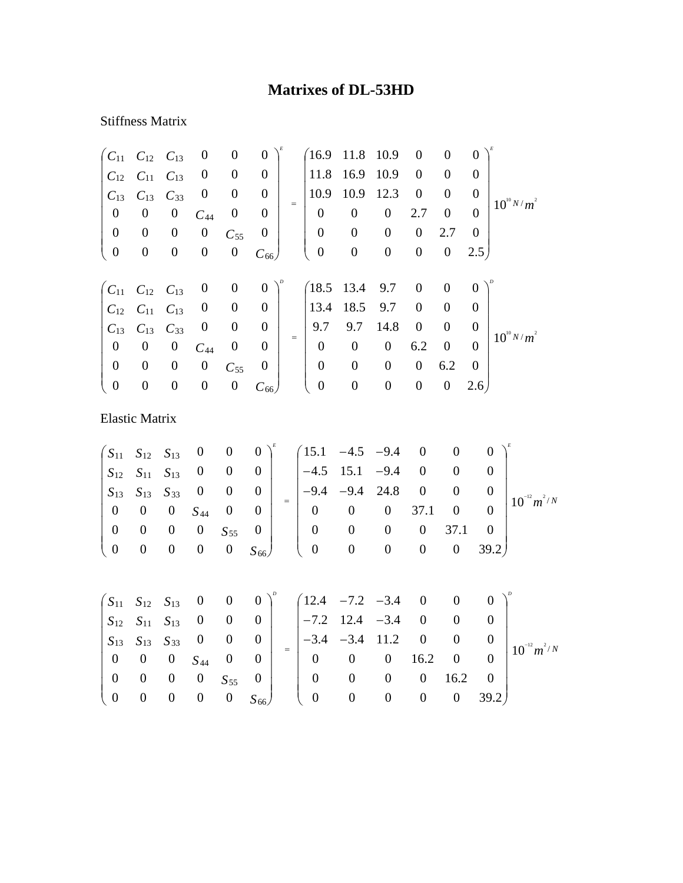# Matrixes of DL-53HD

Stiffness Matrix

$$
\begin{pmatrix}
C_{11} & C_{12} & C_{13} & 0 & 0 & 0 \\
C_{12} & C_{11} & C_{13} & 0 & 0 & 0 \\
C_{13} & C_{13} & C_{33} & 0 & 0 & 0 \\
0 & 0 & 0 & C_{44} & 0 & 0 \\
0 & 0 & 0 & 0 & C_{55} & 0 \\
0 & 0 & 0 & 0 & 0 & C_{66}
\end{pmatrix}^{E}
=
\begin{pmatrix}
16.9 & 11.8 & 10.9 & 0 & 0 & 0 \\
11.8 & 16.9 & 10.9 & 0 & 0 & 0 \\
10.9 & 10.9 & 12.3 & 0 & 0 & 0 \\
0 & 0 & 0 & 2.7 & 0 & 0 \\
0 & 0 & 0 & 0 & 2.7 & 0 \\
0 & 0 & 0 & 0 & 0 & 2.5
\end{pmatrix}^{E}
10^{10} N/m^{2}
$$

$$
\begin{pmatrix}
C_{11} & C_{12} & C_{13} & 0 & 0 & 0 \\
C_{12} & C_{11} & C_{13} & 0 & 0 & 0 \\
C_{13} & C_{13} & C_{33} & 0 & 0 & 0 \\
0 & 0 & 0 & C_{44} & 0 & 0 \\
0 & 0 & 0 & 0 & C_{55} & 0 \\
0 & 0 & 0 & 0 & 0 & C_{66}
\end{pmatrix}^{D}
=
\begin{pmatrix}
18.5 & 13.4 & 9.7 & 0 & 0 & 0 \\
13.4 & 18.5 & 9.7 & 0 & 0 & 0 \\
9.7 & 9.7 & 14.8 & 0 & 0 & 0 \\
0 & 0 & 0 & 6.2 & 0 & 0 \\
0 & 0 & 0 & 0 & 6.2 & 0 \\
0 & 0 & 0 & 0 & 0 & 2.6
\end{pmatrix}^{D}
10^{10} N/m^{2}
$$

Elastic Matrix

$$
\begin{pmatrix}
S_{11} & S_{12} & S_{13} & 0 & 0 & 0 \\
S_{12} & S_{11} & S_{13} & 0 & 0 & 0 \\
S_{13} & S_{13} & S_{33} & 0 & 0 & 0 \\
0 & 0 & 0 & S_{44} & 0 & 0 \\
0 & 0 & 0 & 0 & S_{55} & 0 \\
0 & 0 & 0 & 0 & 0 & S_{66}
\end{pmatrix}^{E}
=
\begin{pmatrix}
15.1 & -4.5 & -9.4 & 0 & 0 & 0 \\
-4.5 & 15.1 & -9.4 & 0 & 0 & 0 \\
-9.4 & -9.4 & 24.8 & 0 & 0 & 0 \\
0 & 0 & 0 & 37.1 & 0 & 0 \\
0 & 0 & 0 & 0 & 37.1 & 0 \\
0 & 0 & 0 & 0 & 0 & 39.2
\end{pmatrix}^{E}
10^{-12} m^{2}/N
$$

$$
\begin{pmatrix}
S_{11} & S_{12} & S_{13} & 0 & 0 & 0 \\
S_{12} & S_{11} & S_{13} & 0 & 0 & 0 \\
S_{13} & S_{13} & S_{33} & 0 & 0 & 0 \\
0 & 0 & 0 & S_{44} & 0 & 0 \\
0 & 0 & 0 & 0 & S_{55} & 0 \\
0 & 0 & 0 & 0 & 0 & S_{66}
\end{pmatrix}^{D}
=
\begin{pmatrix}
12.4 & -7.2 & -3.4 & 0 & 0 & 0 \\
-7.2 & 12.4 & -3.4 & 0 & 0 & 0 \\
-3.4 & -3.4 & 11.2 & 0 & 0 & 0 \\
0 & 0 & 0 & 16.2 & 0 & 0 \\
0 & 0 & 0 & 0 & 16.2 & 0 \\
0 & 0 & 0 & 0 & 0 & 39.2
\end{pmatrix}^{D}
10^{-12} m^{2}/N
$$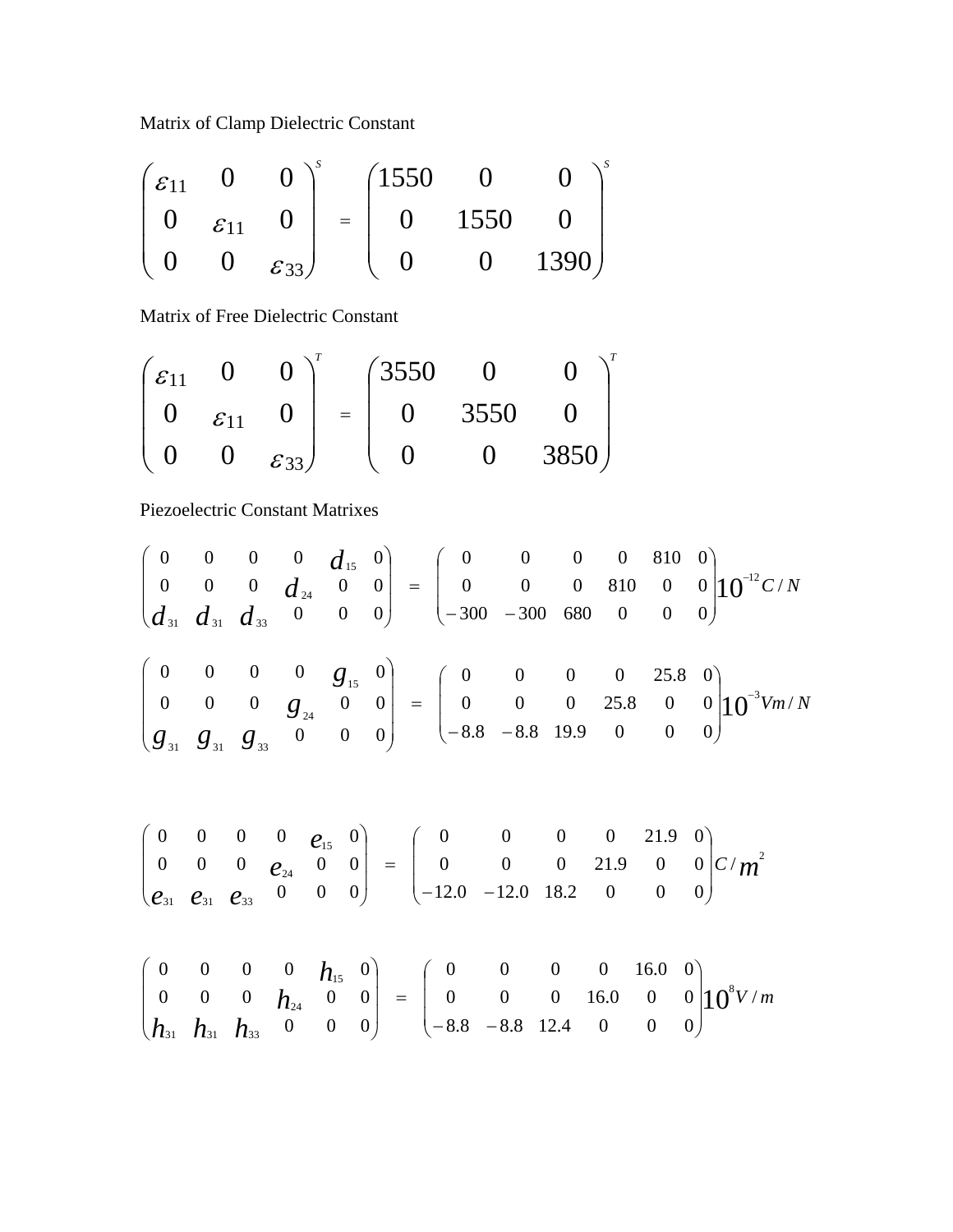Matrix of Clamp Dielectric Constant

$$\begin{pmatrix} \varepsilon_{11} & 0 & 0 \\ 0 & \varepsilon_{11} & 0 \\ 0 & 0 & \varepsilon_{33} \end{pmatrix}^{S} = \begin{pmatrix} 1550 & 0 & 0 \\ 0 & 1550 & 0 \\ 0 & 0 & 1390 \end{pmatrix}^{S}$$

Matrix of Free Dielectric Constant

$$\begin{pmatrix} \varepsilon_{11} & 0 & 0 \\ 0 & \varepsilon_{11} & 0 \\ 0 & 0 & \varepsilon_{33} \end{pmatrix}^{T} = \begin{pmatrix} 3550 & 0 & 0 \\ 0 & 3550 & 0 \\ 0 & 0 & 3850 \end{pmatrix}^{T}$$

Piezoelectric Constant Matrixes

$$\begin{pmatrix} 0 & 0 & 0 & 0 & d_{15} & 0 \\ 0 & 0 & 0 & d_{24} & 0 & 0 \\ d_{31} & d_{31} & d_{33} & 0 & 0 & 0 \end{pmatrix} = \begin{pmatrix} 0 & 0 & 0 & 0 & 810 & 0 \\ 0 & 0 & 0 & 810 & 0 & 0 \\ -300 & -300 & 680 & 0 & 0 & 0 \end{pmatrix} 10^{-12} C/N$$

$$\begin{pmatrix} 0 & 0 & 0 & 0 & g_{15} & 0 \\ 0 & 0 & 0 & g_{24} & 0 & 0 \\ g_{31} & g_{31} & g_{33} & 0 & 0 & 0 \end{pmatrix} = \begin{pmatrix} 0 & 0 & 0 & 0 & 25.8 & 0 \\ 0 & 0 & 0 & 25.8 & 0 & 0 \\ -8.8 & -8.8 & 19.9 & 0 & 0 & 0 \end{pmatrix} 10^{-3} Vm/N$$

$$\begin{pmatrix} 0 & 0 & 0 & 0 & e_{15} & 0 \\ 0 & 0 & 0 & e_{24} & 0 & 0 \\ e_{31} & e_{31} & e_{33} & 0 & 0 & 0 \end{pmatrix} = \begin{pmatrix} 0 & 0 & 0 & 0 & 21.9 & 0 \\ 0 & 0 & 0 & 21.9 & 0 & 0 \\ -12.0 & -12.0 & 18.2 & 0 & 0 & 0 \end{pmatrix} C/m^{2}$$

$$\begin{pmatrix} 0 & 0 & 0 & 0 & h_{15} & 0 \\ 0 & 0 & 0 & h_{24} & 0 & 0 \\ h_{31} & h_{31} & h_{33} & 0 & 0 & 0 \end{pmatrix} = \begin{pmatrix} 0 & 0 & 0 & 0 & 16.0 & 0 \\ 0 & 0 & 0 & 16.0 & 0 & 0 \\ -8.8 & -8.8 & 12.4 & 0 & 0 & 0 \end{pmatrix} 10^{8} V/m$$